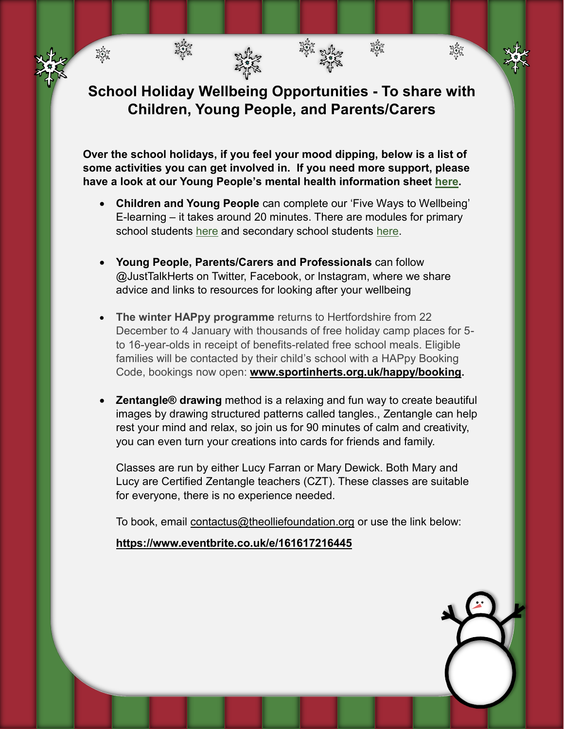# School Holiday Wellbeing Opportunities - To share with Children, Young People, and Parents/Carers

**Over the school holidays, if you feel your mood dipping, below is a list of some activities you can get involved in. If you need more support, please have a look at our Young People's mental health information sheet here.**

- **Children and Young People** can complete our 'Five Ways to Wellbeing' E-learning – it takes around 20 minutes. There are modules for primary school students here and secondary school students here.

- **Young People, Parents/Carers and Professionals** can follow @JustTalkHerts on Twitter, Facebook, or Instagram, where we share advice and links to resources for looking after your wellbeing

- **The winter HAPpy programme** returns to Hertfordshire from 22 December to 4 January with thousands of free holiday camp places for 5- to 16-year-olds in receipt of benefits-related free school meals. Eligible families will be contacted by their child's school with a HAPpy Booking Code, bookings now open: **www.sportinherts.org.uk/happy/booking.**

- **Zentangle® drawing** method is a relaxing and fun way to create beautiful images by drawing structured patterns called tangles., Zentangle can help rest your mind and relax, so join us for 90 minutes of calm and creativity, you can even turn your creations into cards for friends and family.

  Classes are run by either Lucy Farran or Mary Dewick. Both Mary and Lucy are Certified Zentangle teachers (CZT). These classes are suitable for everyone, there is no experience needed.

  To book, email contactus@theolliefoundation.org or use the link below:

  **https://www.eventbrite.co.uk/e/161617216445**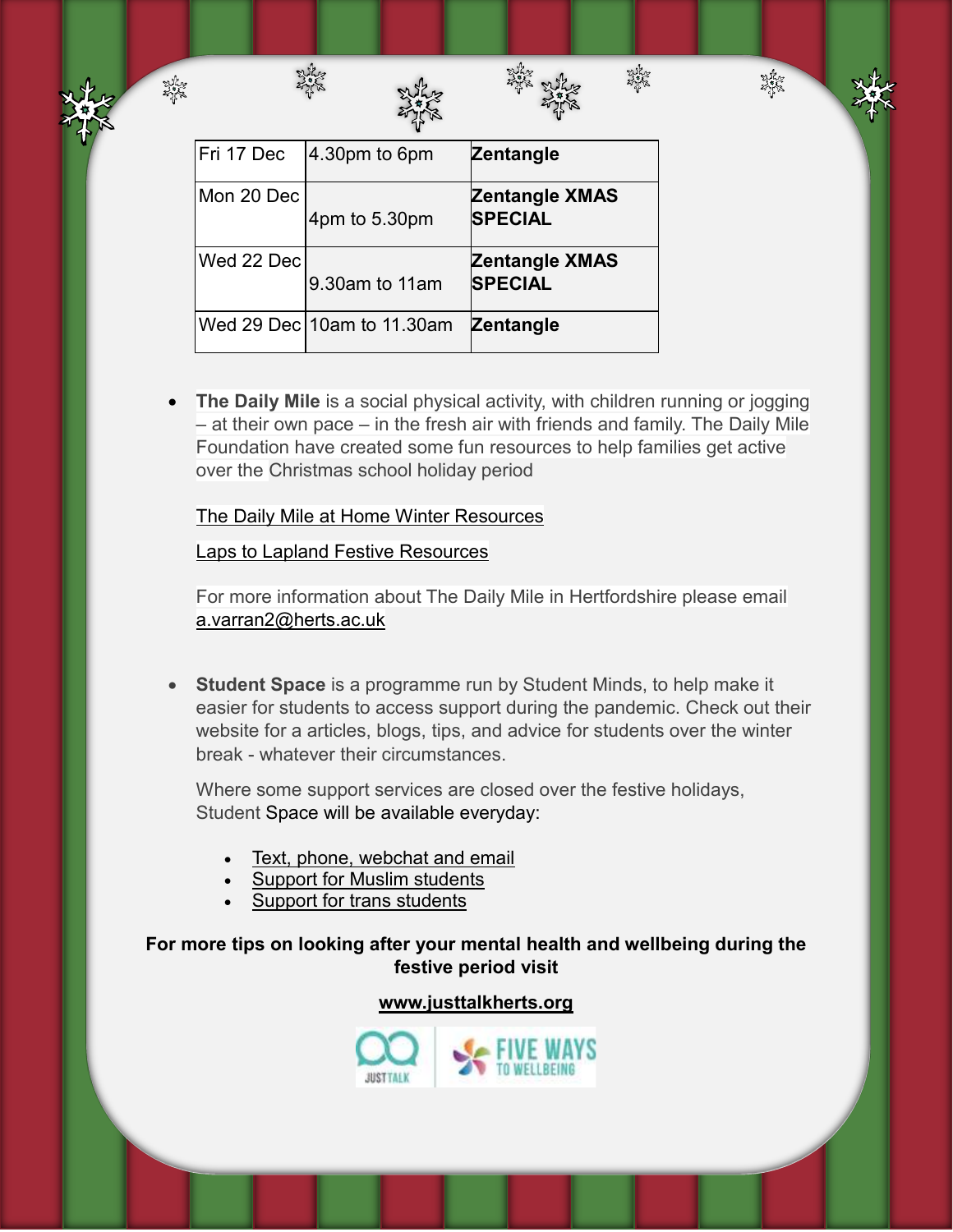| | | |
|---|---|---|
| Fri 17 Dec | 4.30pm to 6pm | **Zentangle** |
| Mon 20 Dec | 4pm to 5.30pm | **Zentangle XMAS SPECIAL** |
| Wed 22 Dec | 9.30am to 11am | **Zentangle XMAS SPECIAL** |
| Wed 29 Dec | 10am to 11.30am | **Zentangle** |

- **The Daily Mile** is a social physical activity, with children running or jogging – at their own pace – in the fresh air with friends and family. The Daily Mile Foundation have created some fun resources to help families get active over the Christmas school holiday period

  The Daily Mile at Home Winter Resources

  Laps to Lapland Festive Resources

  For more information about The Daily Mile in Hertfordshire please email a.varran2@herts.ac.uk

- **Student Space** is a programme run by Student Minds, to help make it easier for students to access support during the pandemic. Check out their website for a articles, blogs, tips, and advice for students over the winter break - whatever their circumstances.

  Where some support services are closed over the festive holidays, Student Space will be available everyday:

  - Text, phone, webchat and email
  - Support for Muslim students
  - Support for trans students

**For more tips on looking after your mental health and wellbeing during the festive period visit**

**www.justtalkherts.org**

JUST TALK

FIVE WAYS TO WELLBEING